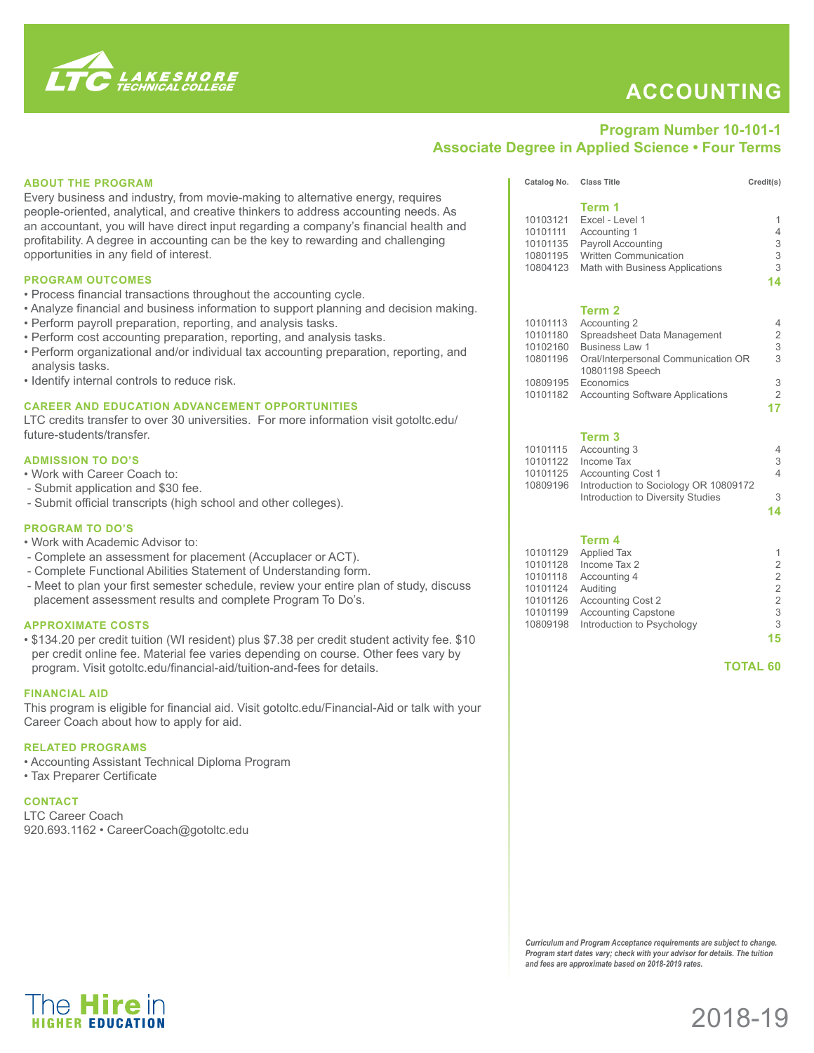# ACCOUNTING

## Program Number 10-101-1
## Associate Degree in Applied Science • Four Terms

### ABOUT THE PROGRAM

Every business and industry, from movie-making to alternative energy, requires people-oriented, analytical, and creative thinkers to address accounting needs. As an accountant, you will have direct input regarding a company's financial health and profitability. A degree in accounting can be the key to rewarding and challenging opportunities in any field of interest.

### PROGRAM OUTCOMES

- Process financial transactions throughout the accounting cycle.
- Analyze financial and business information to support planning and decision making.
- Perform payroll preparation, reporting, and analysis tasks.
- Perform cost accounting preparation, reporting, and analysis tasks.
- Perform organizational and/or individual tax accounting preparation, reporting, and analysis tasks.
- Identify internal controls to reduce risk.

### CAREER AND EDUCATION ADVANCEMENT OPPORTUNITIES

LTC credits transfer to over 30 universities. For more information visit gotoltc.edu/future-students/transfer.

### ADMISSION TO DO'S

- Work with Career Coach to:
  - Submit application and $30 fee.
  - Submit official transcripts (high school and other colleges).

### PROGRAM TO DO'S

- Work with Academic Advisor to:
  - Complete an assessment for placement (Accuplacer or ACT).
  - Complete Functional Abilities Statement of Understanding form.
  - Meet to plan your first semester schedule, review your entire plan of study, discuss placement assessment results and complete Program To Do's.

### APPROXIMATE COSTS

- $134.20 per credit tuition (WI resident) plus $7.38 per credit student activity fee. $10 per credit online fee. Material fee varies depending on course. Other fees vary by program. Visit gotoltc.edu/financial-aid/tuition-and-fees for details.

### FINANCIAL AID

This program is eligible for financial aid. Visit gotoltc.edu/Financial-Aid or talk with your Career Coach about how to apply for aid.

### RELATED PROGRAMS

- Accounting Assistant Technical Diploma Program
- Tax Preparer Certificate

### CONTACT

LTC Career Coach
920.693.1162 • CareerCoach@gotoltc.edu

| Catalog No. | Class Title | Credit(s) |
|---|---|---|
| | **Term 1** | |
| 10103121 | Excel - Level 1 | 1 |
| 10101111 | Accounting 1 | 4 |
| 10101135 | Payroll Accounting | 3 |
| 10801195 | Written Communication | 3 |
| 10804123 | Math with Business Applications | 3 |
| | | **14** |
| | **Term 2** | |
| 10101113 | Accounting 2 | 4 |
| 10101180 | Spreadsheet Data Management | 2 |
| 10102160 | Business Law 1 | 3 |
| 10801196 | Oral/Interpersonal Communication OR 10801198 Speech | 3 |
| 10809195 | Economics | 3 |
| 10101182 | Accounting Software Applications | 2 |
| | | **17** |
| | **Term 3** | |
| 10101115 | Accounting 3 | 4 |
| 10101122 | Income Tax | 3 |
| 10101125 | Accounting Cost 1 | 4 |
| 10809196 | Introduction to Sociology OR 10809172 Introduction to Diversity Studies | 3 |
| | | **14** |
| | **Term 4** | |
| 10101129 | Applied Tax | 1 |
| 10101128 | Income Tax 2 | 2 |
| 10101118 | Accounting 4 | 2 |
| 10101124 | Auditing | 2 |
| 10101126 | Accounting Cost 2 | 2 |
| 10101199 | Accounting Capstone | 3 |
| 10809198 | Introduction to Psychology | 3 |
| | | **15** |
| | | **TOTAL 60** |

*Curriculum and Program Acceptance requirements are subject to change. Program start dates vary; check with your advisor for details. The tuition and fees are approximate based on 2018-2019 rates.*

The Hire in HIGHER EDUCATION

2018-19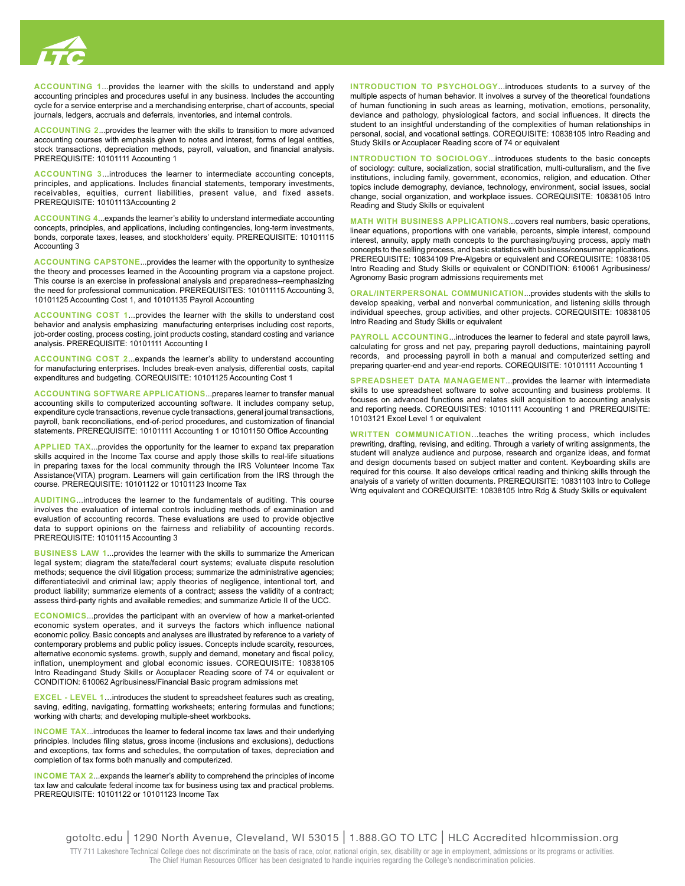**ACCOUNTING 1**...provides the learner with the skills to understand and apply accounting principles and procedures useful in any business. Includes the accounting cycle for a service enterprise and a merchandising enterprise, chart of accounts, special journals, ledgers, accruals and deferrals, inventories, and internal controls.

**ACCOUNTING 2**...provides the learner with the skills to transition to more advanced accounting courses with emphasis given to notes and interest, forms of legal entities, stock transactions, depreciation methods, payroll, valuation, and financial analysis. PREREQUISITE: 10101111 Accounting 1

**ACCOUNTING 3**...introduces the learner to intermediate accounting concepts, principles, and applications. Includes financial statements, temporary investments, receivables, equities, current liabilities, present value, and fixed assets. PREREQUISITE: 10101113Accounting 2

**ACCOUNTING 4**...expands the learner's ability to understand intermediate accounting concepts, principles, and applications, including contingencies, long-term investments, bonds, corporate taxes, leases, and stockholders' equity. PREREQUISITE: 10101115 Accounting 3

**ACCOUNTING CAPSTONE**...provides the learner with the opportunity to synthesize the theory and processes learned in the Accounting program via a capstone project. This course is an exercise in professional analysis and preparedness--reemphasizing the need for professional communication. PREREQUISITES: 101011115 Accounting 3, 10101125 Accounting Cost 1, and 10101135 Payroll Accounting

**ACCOUNTING COST 1**...provides the learner with the skills to understand cost behavior and analysis emphasizing manufacturing enterprises including cost reports, job-order costing, process costing, joint products costing, standard costing and variance analysis. PREREQUISITE: 10101111 Accounting I

**ACCOUNTING COST 2**...expands the learner's ability to understand accounting for manufacturing enterprises. Includes break-even analysis, differential costs, capital expenditures and budgeting. COREQUISITE: 10101125 Accounting Cost 1

**ACCOUNTING SOFTWARE APPLICATIONS**...prepares learner to transfer manual accounting skills to computerized accounting software. It includes company setup, expenditure cycle transactions, revenue cycle transactions, general journal transactions, payroll, bank reconciliations, end-of-period procedures, and customization of financial statements. PREREQUISITE: 10101111 Accounting 1 or 10101150 Office Accounting

**APPLIED TAX**...provides the opportunity for the learner to expand tax preparation skills acquired in the Income Tax course and apply those skills to real-life situations in preparing taxes for the local community through the IRS Volunteer Income Tax Assistance(VITA) program. Learners will gain certification from the IRS through the course. PREREQUISITE: 10101122 or 10101123 Income Tax

**AUDITING**...introduces the learner to the fundamentals of auditing. This course involves the evaluation of internal controls including methods of examination and evaluation of accounting records. These evaluations are used to provide objective data to support opinions on the fairness and reliability of accounting records. PREREQUISITE: 10101115 Accounting 3

**BUSINESS LAW 1**...provides the learner with the skills to summarize the American legal system; diagram the state/federal court systems; evaluate dispute resolution methods; sequence the civil litigation process; summarize the administrative agencies; differentiatecivil and criminal law; apply theories of negligence, intentional tort, and product liability; summarize elements of a contract; assess the validity of a contract; assess third-party rights and available remedies; and summarize Article II of the UCC.

**ECONOMICS**...provides the participant with an overview of how a market-oriented economic system operates, and it surveys the factors which influence national economic policy. Basic concepts and analyses are illustrated by reference to a variety of contemporary problems and public policy issues. Concepts include scarcity, resources, alternative economic systems. growth, supply and demand, monetary and fiscal policy, inflation, unemployment and global economic issues. COREQUISITE: 10838105 Intro Readingand Study Skills or Accuplacer Reading score of 74 or equivalent or CONDITION: 610062 Agribusiness/Financial Basic program admissions met

**EXCEL - LEVEL 1**…introduces the student to spreadsheet features such as creating, saving, editing, navigating, formatting worksheets; entering formulas and functions; working with charts; and developing multiple-sheet workbooks.

**INCOME TAX**...introduces the learner to federal income tax laws and their underlying principles. Includes filing status, gross income (inclusions and exclusions), deductions and exceptions, tax forms and schedules, the computation of taxes, depreciation and completion of tax forms both manually and computerized.

**INCOME TAX 2**...expands the learner's ability to comprehend the principles of income tax law and calculate federal income tax for business using tax and practical problems. PREREQUISITE: 10101122 or 10101123 Income Tax

**INTRODUCTION TO PSYCHOLOGY**...introduces students to a survey of the multiple aspects of human behavior. It involves a survey of the theoretical foundations of human functioning in such areas as learning, motivation, emotions, personality, deviance and pathology, physiological factors, and social influences. It directs the student to an insightful understanding of the complexities of human relationships in personal, social, and vocational settings. COREQUISITE: 10838105 Intro Reading and Study Skills or Accuplacer Reading score of 74 or equivalent

**INTRODUCTION TO SOCIOLOGY**...introduces students to the basic concepts of sociology: culture, socialization, social stratification, multi-culturalism, and the five institutions, including family, government, economics, religion, and education. Other topics include demography, deviance, technology, environment, social issues, social change, social organization, and workplace issues. COREQUISITE: 10838105 Intro Reading and Study Skills or equivalent

**MATH WITH BUSINESS APPLICATIONS**...covers real numbers, basic operations, linear equations, proportions with one variable, percents, simple interest, compound interest, annuity, apply math concepts to the purchasing/buying process, apply math concepts to the selling process, and basic statistics with business/consumer applications. PREREQUISITE: 10834109 Pre-Algebra or equivalent and COREQUISITE: 10838105 Intro Reading and Study Skills or equivalent or CONDITION: 610061 Agribusiness/Agronomy Basic program admissions requirements met

**ORAL/INTERPERSONAL COMMUNICATION**...provides students with the skills to develop speaking, verbal and nonverbal communication, and listening skills through individual speeches, group activities, and other projects. COREQUISITE: 10838105 Intro Reading and Study Skills or equivalent

**PAYROLL ACCOUNTING**...introduces the learner to federal and state payroll laws, calculating for gross and net pay, preparing payroll deductions, maintaining payroll records, and processing payroll in both a manual and computerized setting and preparing quarter-end and year-end reports. COREQUISITE: 10101111 Accounting 1

**SPREADSHEET DATA MANAGEMENT**...provides the learner with intermediate skills to use spreadsheet software to solve accounting and business problems. It focuses on advanced functions and relates skill acquisition to accounting analysis and reporting needs. COREQUISITES: 10101111 Accounting 1 and PREREQUISITE: 10103121 Excel Level 1 or equivalent

**WRITTEN COMMUNICATION**...teaches the writing process, which includes prewriting, drafting, revising, and editing. Through a variety of writing assignments, the student will analyze audience and purpose, research and organize ideas, and format and design documents based on subject matter and content. Keyboarding skills are required for this course. It also develops critical reading and thinking skills through the analysis of a variety of written documents. PREREQUISITE: 10831103 Intro to College Wrtg equivalent and COREQUISITE: 10838105 Intro Rdg & Study Skills or equivalent

gotoltc.edu | 1290 North Avenue, Cleveland, WI 53015 | 1.888.GO TO LTC | HLC Accredited hlcommission.org

TTY 711 Lakeshore Technical College does not discriminate on the basis of race, color, national origin, sex, disability or age in employment, admissions or its programs or activities. The Chief Human Resources Officer has been designated to handle inquiries regarding the College's nondiscrimination policies.